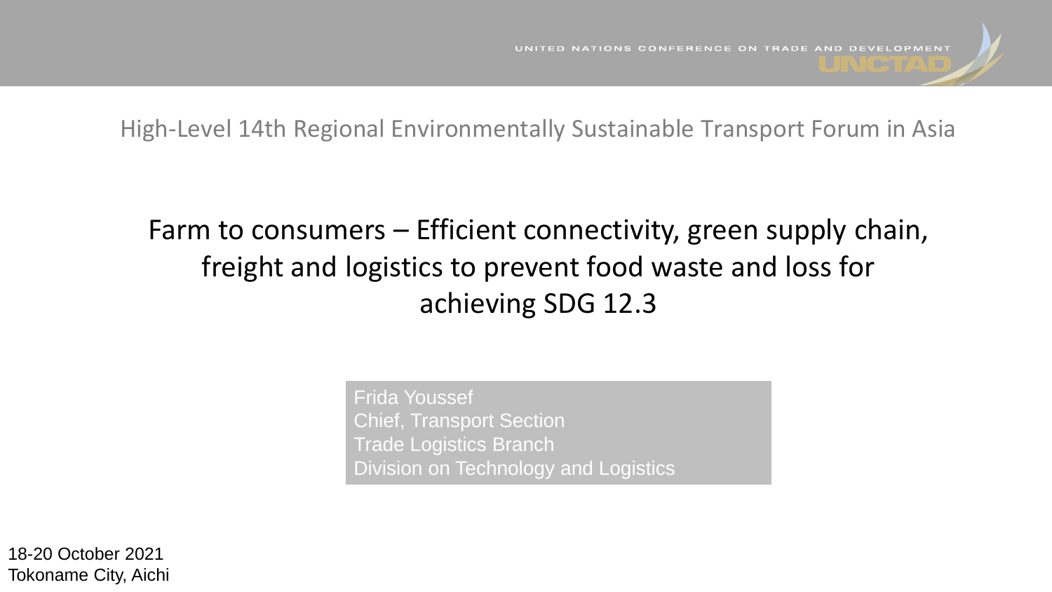UNITED NATIONS CONFERENCE ON TRADE AND DEVELOPMENT

UNCTAD

High-Level 14th Regional Environmentally Sustainable Transport Forum in Asia

# Farm to consumers – Efficient connectivity, green supply chain, freight and logistics to prevent food waste and loss for achieving SDG 12.3

Frida Youssef
Chief, Transport Section
Trade Logistics Branch
Division on Technology and Logistics

18-20 October 2021
Tokoname City, Aichi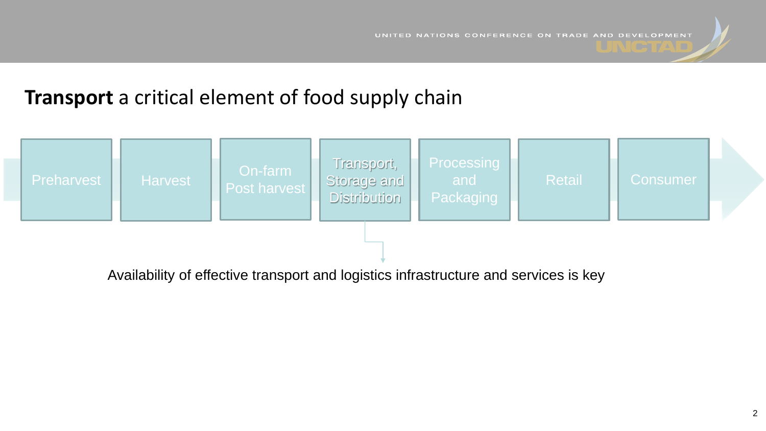## **Transport** a critical element of food supply chain

Preharvest → Harvest → On-farm Post harvest → Transport, Storage and Distribution → Processing and Packaging → Retail → Consumer

Availability of effective transport and logistics infrastructure and services is key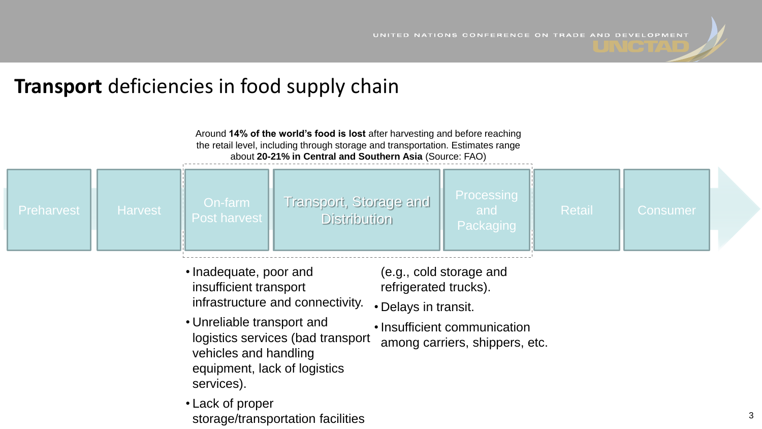# **Transport** deficiencies in food supply chain

Around **14% of the world's food is lost** after harvesting and before reaching the retail level, including through storage and transportation. Estimates range about **20-21% in Central and Southern Asia** (Source: FAO)

Preharvest → Harvest → On-farm Post harvest → Transport, Storage and Distribution → Processing and Packaging → Retail → Consumer

- Inadequate, poor and insufficient transport infrastructure and connectivity.
- Unreliable transport and logistics services (bad transport vehicles and handling equipment, lack of logistics services).
- Lack of proper storage/transportation facilities (e.g., cold storage and refrigerated trucks).
- Delays in transit.
- Insufficient communication among carriers, shippers, etc.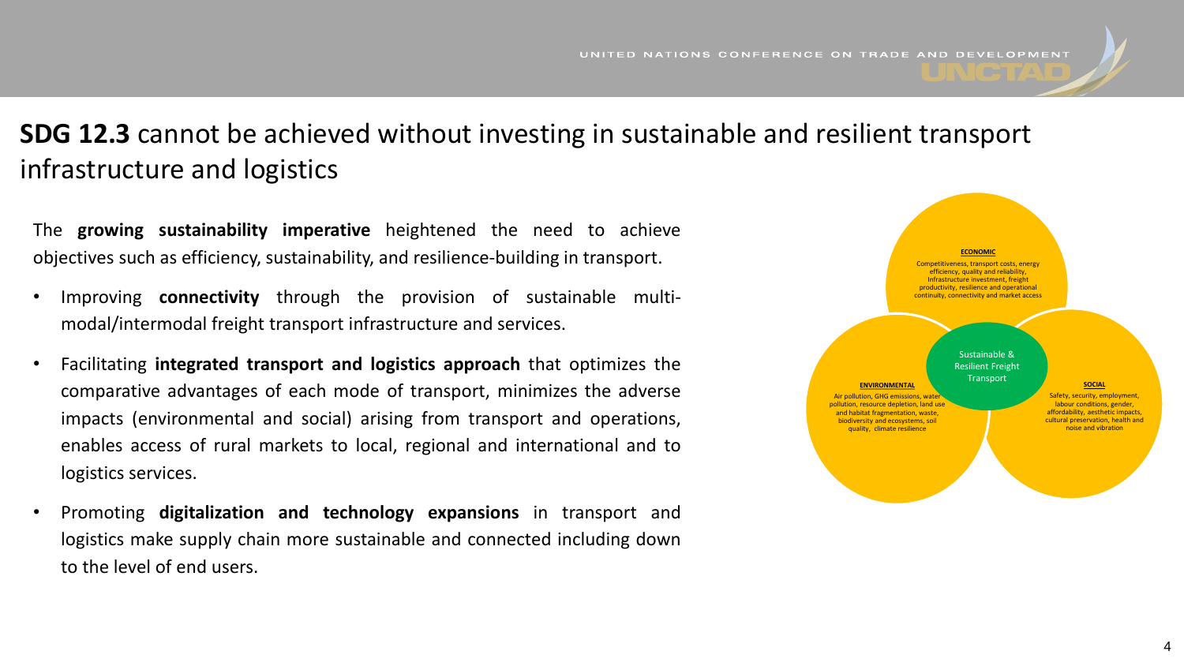# **SDG 12.3** cannot be achieved without investing in sustainable and resilient transport infrastructure and logistics

The **growing sustainability imperative** heightened the need to achieve objectives such as efficiency, sustainability, and resilience-building in transport.

- Improving **connectivity** through the provision of sustainable multi-modal/intermodal freight transport infrastructure and services.
- Facilitating **integrated transport and logistics approach** that optimizes the comparative advantages of each mode of transport, minimizes the adverse impacts (environmental and social) arising from transport and operations, enables access of rural markets to local, regional and international and to logistics services.
- Promoting **digitalization and technology expansions** in transport and logistics make supply chain more sustainable and connected including down to the level of end users.

**ECONOMIC**
Competitiveness, transport costs, energy efficiency, quality and reliability, Infrastructure investment, freight productivity, resilience and operational continuity, connectivity and market access

**ENVIRONMENTAL**
Air pollution, GHG emissions, water pollution, resource depletion, land use and habitat fragmentation, waste, biodiversity and ecosystems, soil quality, climate resilience

**SOCIAL**
Safety, security, employment, labour conditions, gender, affordability, aesthetic impacts, cultural preservation, health and noise and vibration

Sustainable & Resilient Freight Transport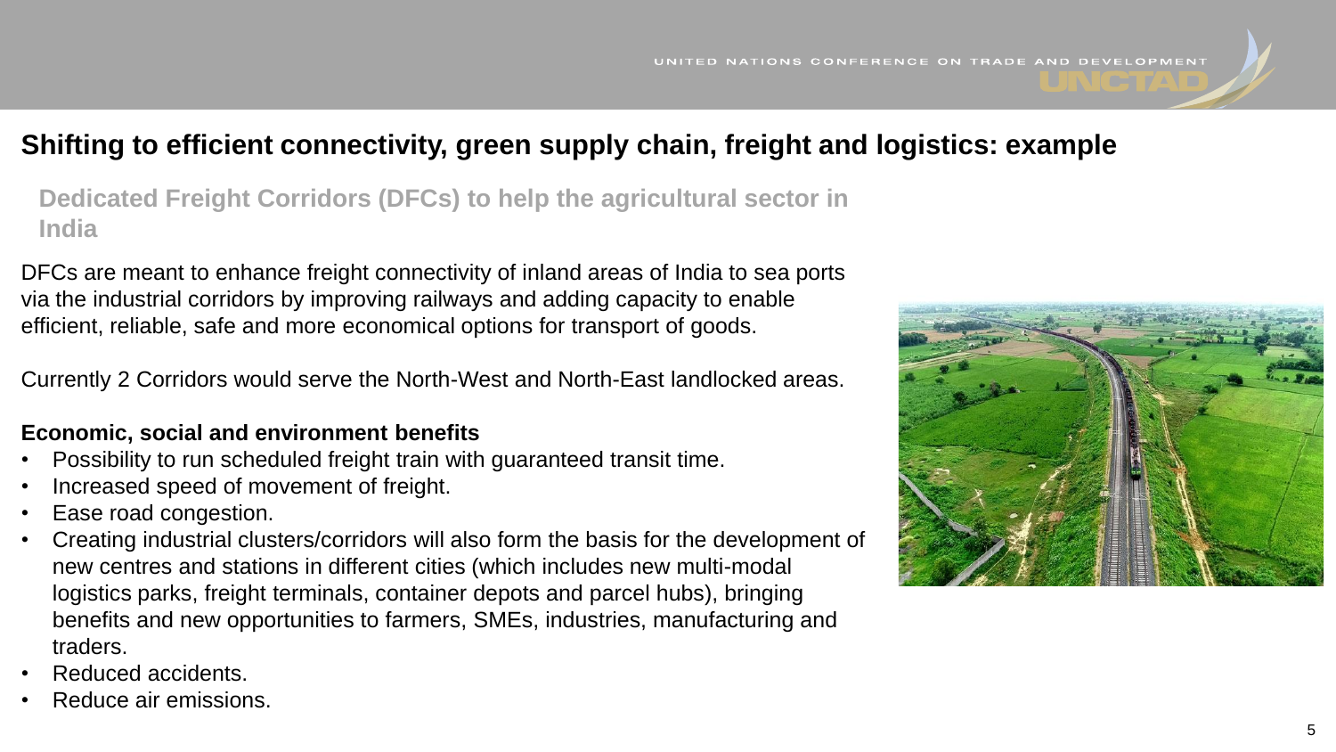## Shifting to efficient connectivity, green supply chain, freight and logistics: example

### Dedicated Freight Corridors (DFCs) to help the agricultural sector in India

DFCs are meant to enhance freight connectivity of inland areas of India to sea ports via the industrial corridors by improving railways and adding capacity to enable efficient, reliable, safe and more economical options for transport of goods.

Currently 2 Corridors would serve the North-West and North-East landlocked areas.

**Economic, social and environment benefits**

- Possibility to run scheduled freight train with guaranteed transit time.
- Increased speed of movement of freight.
- Ease road congestion.
- Creating industrial clusters/corridors will also form the basis for the development of new centres and stations in different cities (which includes new multi-modal logistics parks, freight terminals, container depots and parcel hubs), bringing benefits and new opportunities to farmers, SMEs, industries, manufacturing and traders.
- Reduced accidents.
- Reduce air emissions.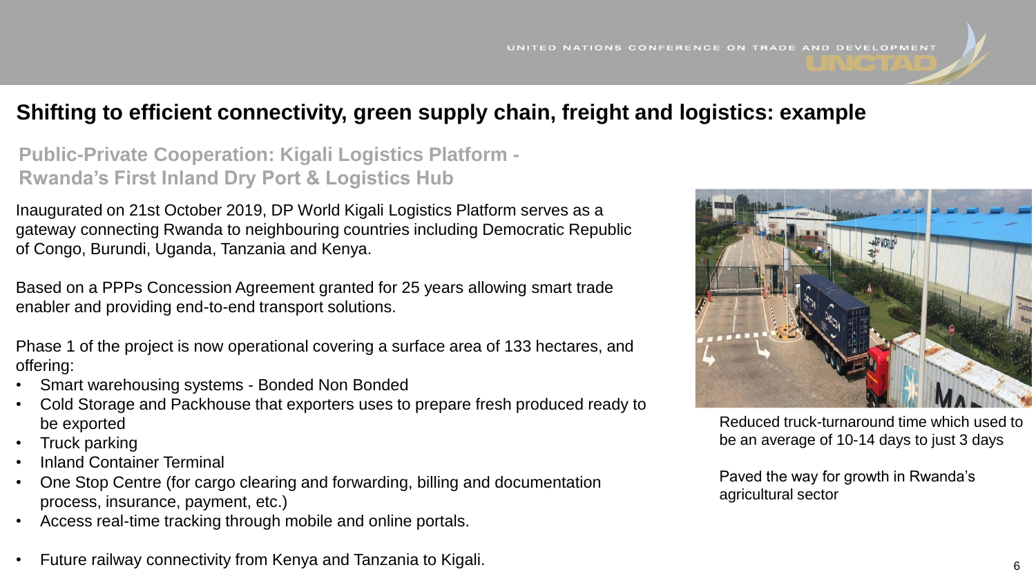# Shifting to efficient connectivity, green supply chain, freight and logistics: example

## Public-Private Cooperation: Kigali Logistics Platform - Rwanda's First Inland Dry Port & Logistics Hub

Inaugurated on 21st October 2019, DP World Kigali Logistics Platform serves as a gateway connecting Rwanda to neighbouring countries including Democratic Republic of Congo, Burundi, Uganda, Tanzania and Kenya.

Based on a PPPs Concession Agreement granted for 25 years allowing smart trade enabler and providing end-to-end transport solutions.

Phase 1 of the project is now operational covering a surface area of 133 hectares, and offering:

- Smart warehousing systems - Bonded Non Bonded
- Cold Storage and Packhouse that exporters uses to prepare fresh produced ready to be exported
- Truck parking
- Inland Container Terminal
- One Stop Centre (for cargo clearing and forwarding, billing and documentation process, insurance, payment, etc.)
- Access real-time tracking through mobile and online portals.
- Future railway connectivity from Kenya and Tanzania to Kigali.

Reduced truck-turnaround time which used to be an average of 10-14 days to just 3 days

Paved the way for growth in Rwanda's agricultural sector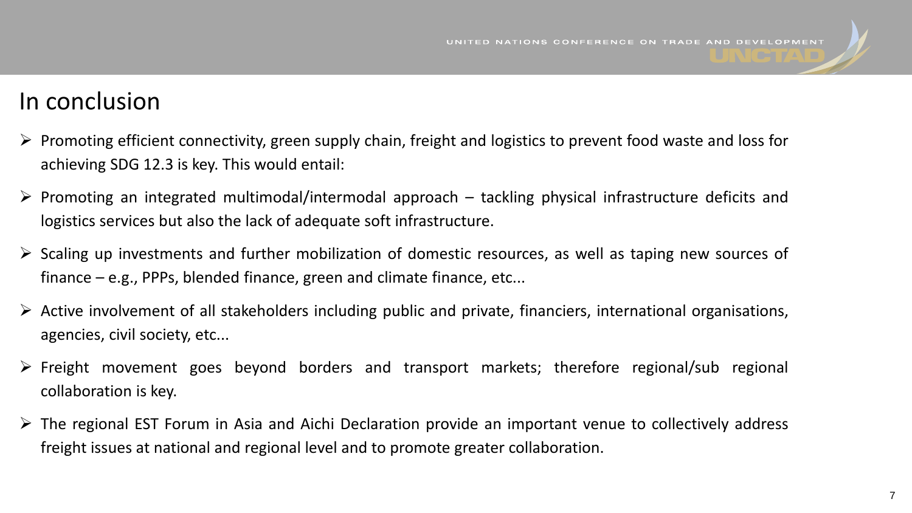# In conclusion

- Promoting efficient connectivity, green supply chain, freight and logistics to prevent food waste and loss for achieving SDG 12.3 is key. This would entail:
- Promoting an integrated multimodal/intermodal approach – tackling physical infrastructure deficits and logistics services but also the lack of adequate soft infrastructure.
- Scaling up investments and further mobilization of domestic resources, as well as taping new sources of finance – e.g., PPPs, blended finance, green and climate finance, etc...
- Active involvement of all stakeholders including public and private, financiers, international organisations, agencies, civil society, etc...
- Freight movement goes beyond borders and transport markets; therefore regional/sub regional collaboration is key.
- The regional EST Forum in Asia and Aichi Declaration provide an important venue to collectively address freight issues at national and regional level and to promote greater collaboration.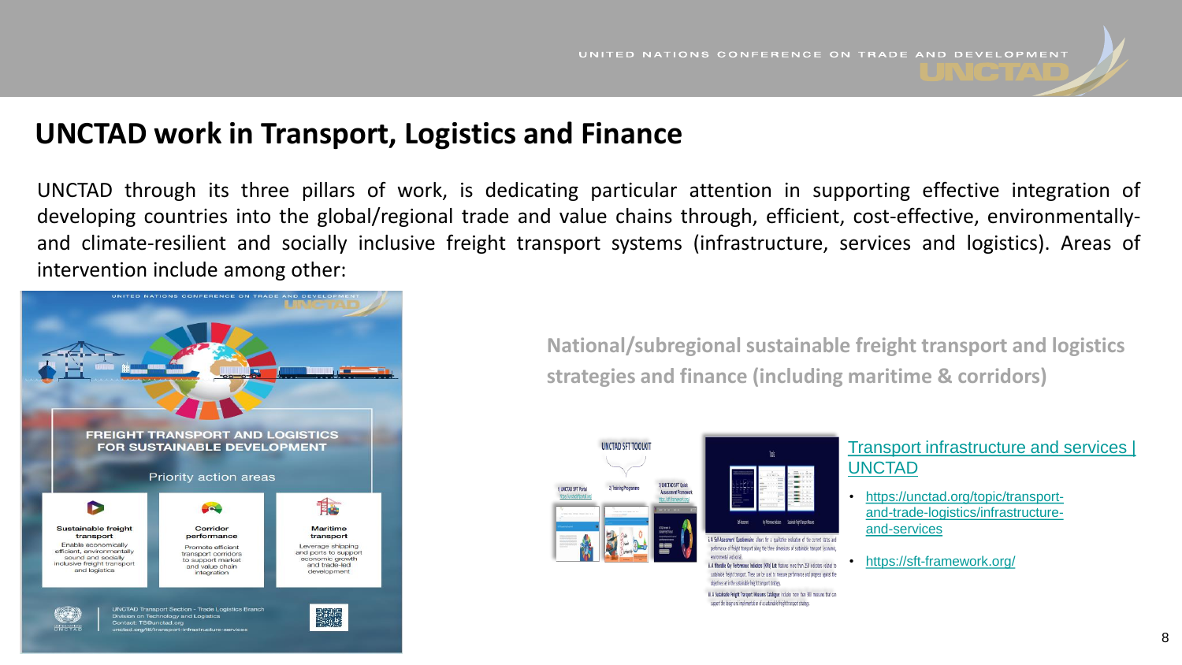# UNCTAD work in Transport, Logistics and Finance

UNCTAD through its three pillars of work, is dedicating particular attention in supporting effective integration of developing countries into the global/regional trade and value chains through, efficient, cost-effective, environmentally- and climate-resilient and socially inclusive freight transport systems (infrastructure, services and logistics). Areas of intervention include among other:

**FREIGHT TRANSPORT AND LOGISTICS FOR SUSTAINABLE DEVELOPMENT**

Priority action areas

- **Sustainable freight transport** – Enable economically efficient, environmentally sound and socially inclusive freight transport and logistics
- **Corridor performance** – Promote efficient transport corridors to support market and value chain integration
- **Maritime transport** – Leverage shipping and ports to support economic growth and trade-led development

UNCTAD Transport Section - Trade Logistics Branch
Division on Technology and Logistics
Contact: TS@unctad.org
unctad.org/ttl/transport-infrastructure-services

**National/subregional sustainable freight transport and logistics strategies and finance (including maritime & corridors)**

[Transport infrastructure and services | UNCTAD](https://unctad.org/topic/transport-and-trade-logistics/infrastructure-and-services)

- https://unctad.org/topic/transport-and-trade-logistics/infrastructure-and-services
- https://sft-framework.org/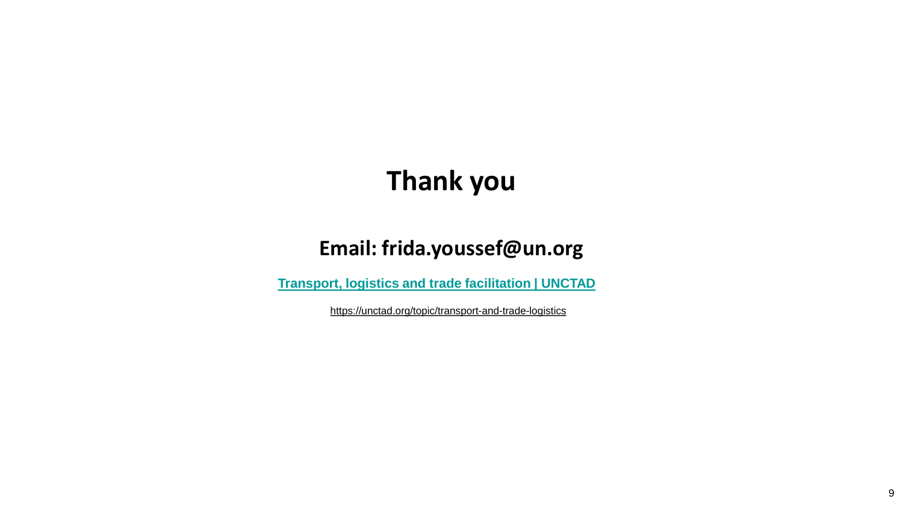# Thank you

## Email: frida.youssef@un.org

**Transport, logistics and trade facilitation | UNCTAD**

https://unctad.org/topic/transport-and-trade-logistics